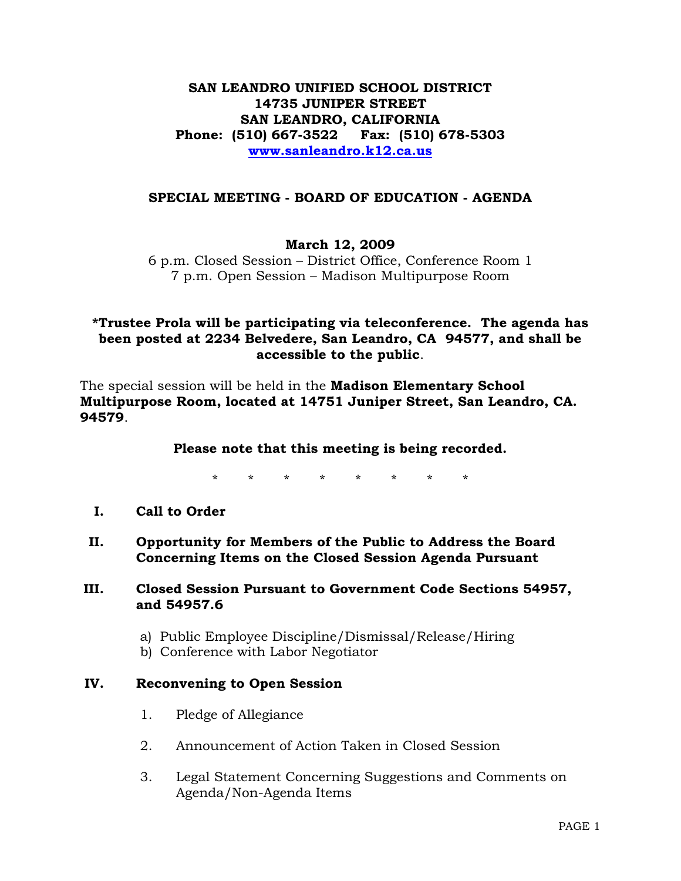**SAN LEANDRO UNIFIED SCHOOL DISTRICT**
**14735 JUNIPER STREET**
**SAN LEANDRO, CALIFORNIA**
**Phone: (510) 667-3522 Fax: (510) 678-5303**
**www.sanleandro.k12.ca.us**

# SPECIAL MEETING - BOARD OF EDUCATION - AGENDA

**March 12, 2009**
6 p.m. Closed Session – District Office, Conference Room 1
7 p.m. Open Session – Madison Multipurpose Room

**\*Trustee Prola will be participating via teleconference. The agenda has been posted at 2234 Belvedere, San Leandro, CA 94577, and shall be accessible to the public**.

The special session will be held in the **Madison Elementary School Multipurpose Room, located at 14751 Juniper Street, San Leandro, CA. 94579**.

**Please note that this meeting is being recorded.**

\* \* \* \* \* \* \* \*

**I. Call to Order**

**II. Opportunity for Members of the Public to Address the Board Concerning Items on the Closed Session Agenda Pursuant**

**III. Closed Session Pursuant to Government Code Sections 54957, and 54957.6**

a) Public Employee Discipline/Dismissal/Release/Hiring
b) Conference with Labor Negotiator

**IV. Reconvening to Open Session**

1. Pledge of Allegiance
2. Announcement of Action Taken in Closed Session
3. Legal Statement Concerning Suggestions and Comments on Agenda/Non-Agenda Items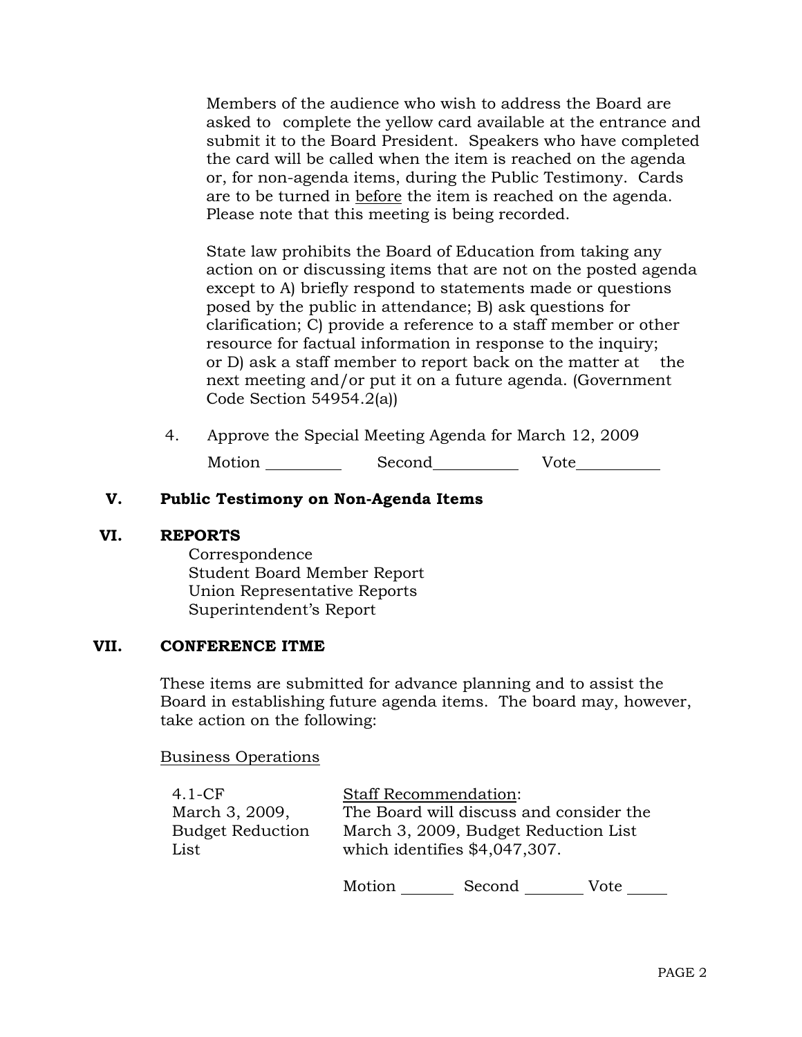Members of the audience who wish to address the Board are asked to complete the yellow card available at the entrance and submit it to the Board President. Speakers who have completed the card will be called when the item is reached on the agenda or, for non-agenda items, during the Public Testimony. Cards are to be turned in before the item is reached on the agenda. Please note that this meeting is being recorded.

State law prohibits the Board of Education from taking any action on or discussing items that are not on the posted agenda except to A) briefly respond to statements made or questions posed by the public in attendance; B) ask questions for clarification; C) provide a reference to a staff member or other resource for factual information in response to the inquiry; or D) ask a staff member to report back on the matter at the next meeting and/or put it on a future agenda. (Government Code Section 54954.2(a))

4. Approve the Special Meeting Agenda for March 12, 2009

   Motion ________ Second ________ Vote ________

## V. Public Testimony on Non-Agenda Items

## VI. REPORTS

Correspondence
Student Board Member Report
Union Representative Reports
Superintendent's Report

## VII. CONFERENCE ITME

These items are submitted for advance planning and to assist the Board in establishing future agenda items. The board may, however, take action on the following:

Business Operations

| | |
|---|---|
| 4.1-CF<br>March 3, 2009, Budget Reduction List | Staff Recommendation:<br>The Board will discuss and consider the March 3, 2009, Budget Reduction List which identifies $4,047,307.<br><br>Motion ______ Second ______ Vote ______ |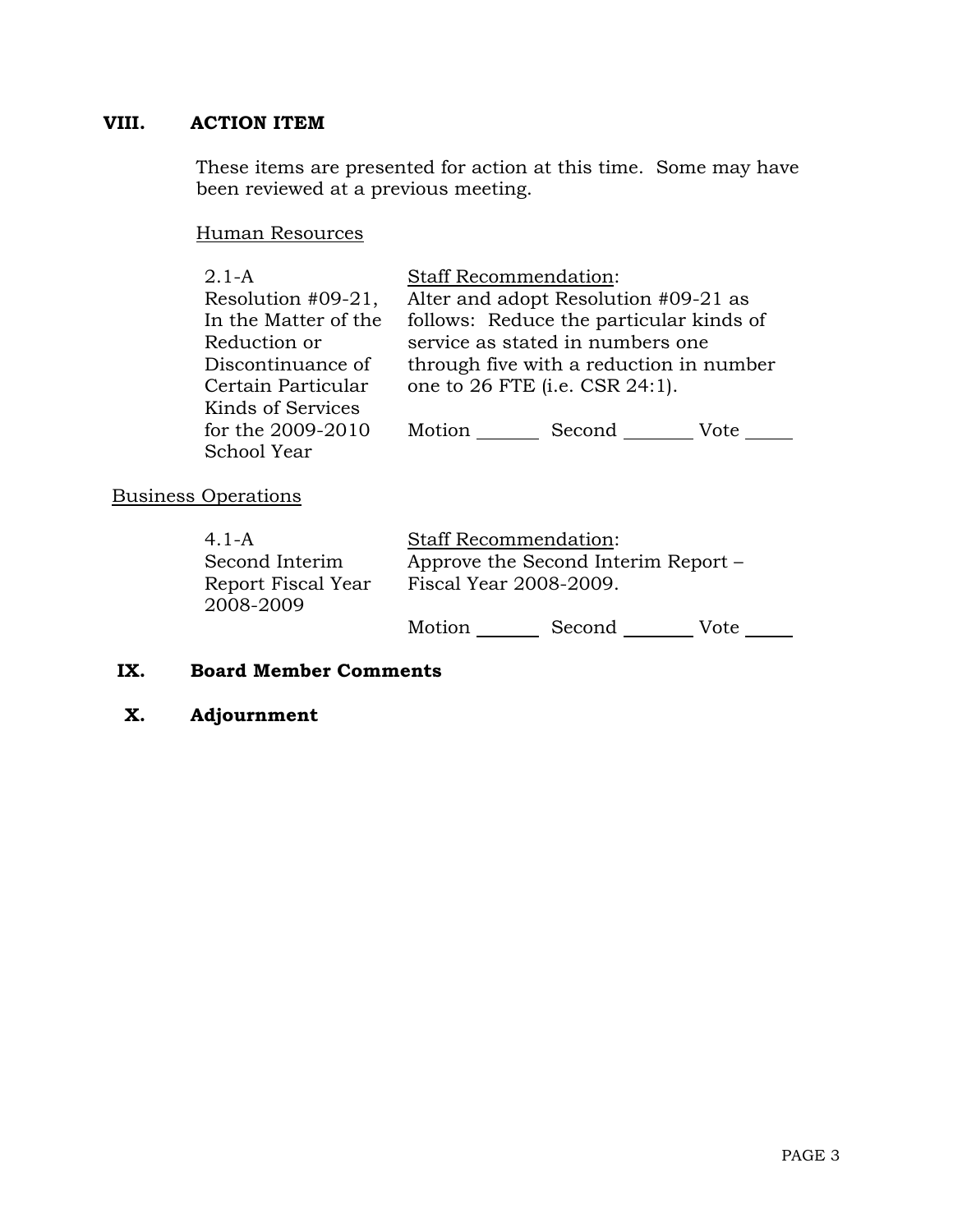## VIII. ACTION ITEM

These items are presented for action at this time. Some may have been reviewed at a previous meeting.

Human Resources

| | |
|---|---|
| 2.1-A<br>Resolution #09-21, In the Matter of the Reduction or Discontinuance of Certain Particular Kinds of Services for the 2009-2010 School Year | Staff Recommendation:<br>Alter and adopt Resolution #09-21 as follows: Reduce the particular kinds of service as stated in numbers one through five with a reduction in number one to 26 FTE (i.e. CSR 24:1).<br><br>Motion \_\_\_\_\_\_ Second \_\_\_\_\_\_ Vote \_\_\_\_\_ |

Business Operations

| | |
|---|---|
| 4.1-A<br>Second Interim Report Fiscal Year 2008-2009 | Staff Recommendation:<br>Approve the Second Interim Report – Fiscal Year 2008-2009.<br><br>Motion \_\_\_\_\_\_ Second \_\_\_\_\_\_ Vote \_\_\_\_\_ |

## IX. Board Member Comments

## X. Adjournment